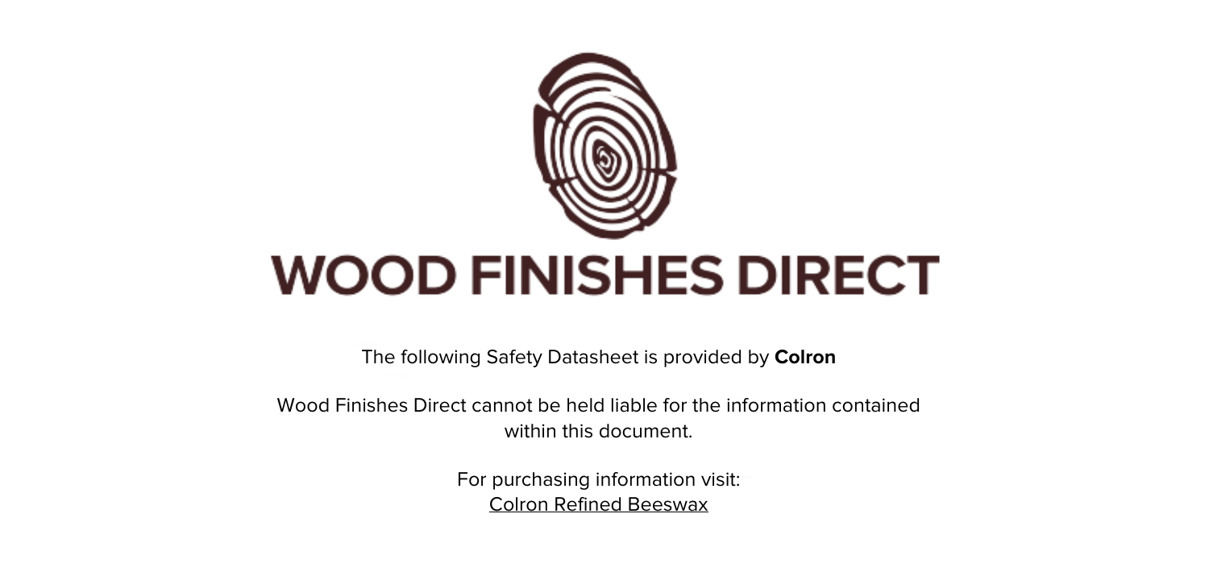# WOOD FINISHES DIRECT

The following Safety Datasheet is provided by **Colron**

Wood Finishes Direct cannot be held liable for the information contained within this document.

For purchasing information visit:
Colron Refined Beeswax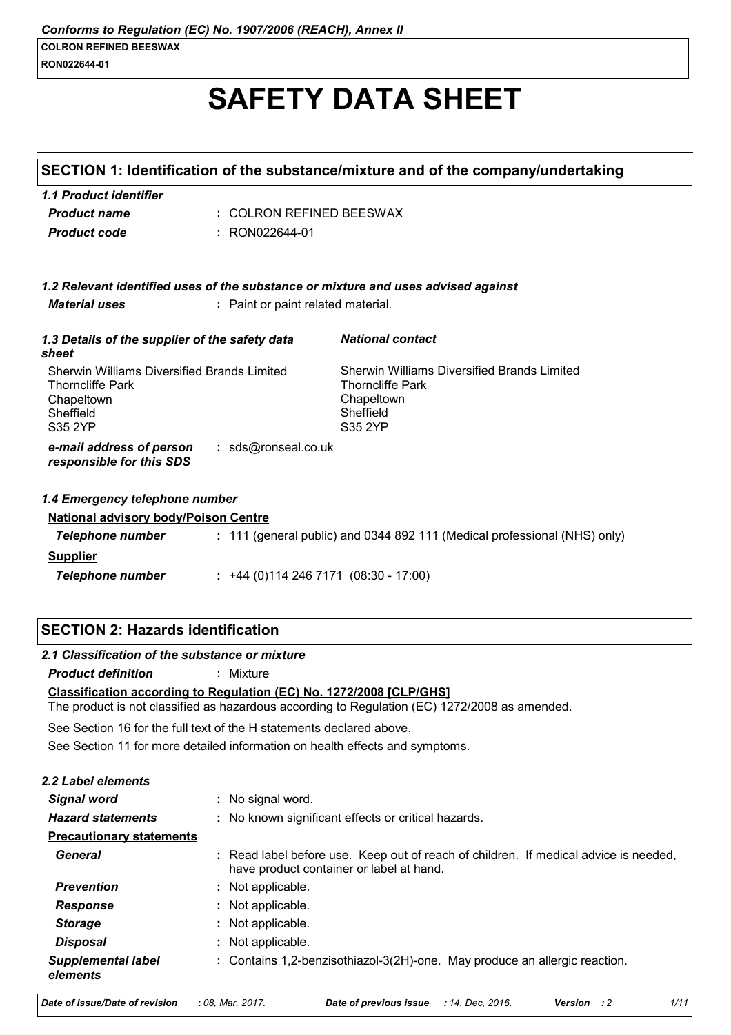*Conforms to Regulation (EC) No. 1907/2006 (REACH), Annex II*

**COLRON REFINED BEESWAX**
**RON022644-01**

# SAFETY DATA SHEET

## SECTION 1: Identification of the substance/mixture and of the company/undertaking

### *1.1 Product identifier*

| | |
|---|---|
| ***Product name*** | : COLRON REFINED BEESWAX |
| ***Product code*** | : RON022644-01 |

### *1.2 Relevant identified uses of the substance or mixture and uses advised against*

| | |
|---|---|
| ***Material uses*** | : Paint or paint related material. |

### *1.3 Details of the supplier of the safety data sheet*

Sherwin Williams Diversified Brands Limited
Thorncliffe Park
Chapeltown
Sheffield
S35 2YP

***National contact***

Sherwin Williams Diversified Brands Limited
Thorncliffe Park
Chapeltown
Sheffield
S35 2YP

| | |
|---|---|
| ***e-mail address of person responsible for this SDS*** | : sds@ronseal.co.uk |

### *1.4 Emergency telephone number*

**National advisory body/Poison Centre**

| | |
|---|---|
| ***Telephone number*** | : 111 (general public) and 0344 892 111 (Medical professional (NHS) only) |

**Supplier**

| | |
|---|---|
| ***Telephone number*** | : +44 (0)114 246 7171 (08:30 - 17:00) |

## SECTION 2: Hazards identification

### *2.1 Classification of the substance or mixture*

| | |
|---|---|
| ***Product definition*** | : Mixture |

**Classification according to Regulation (EC) No. 1272/2008 [CLP/GHS]**

The product is not classified as hazardous according to Regulation (EC) 1272/2008 as amended.

See Section 16 for the full text of the H statements declared above.

See Section 11 for more detailed information on health effects and symptoms.

### *2.2 Label elements*

| | |
|---|---|
| ***Signal word*** | : No signal word. |
| ***Hazard statements*** | : No known significant effects or critical hazards. |
| **Precautionary statements** | |
| ***General*** | : Read label before use. Keep out of reach of children. If medical advice is needed, have product container or label at hand. |
| ***Prevention*** | : Not applicable. |
| ***Response*** | : Not applicable. |
| ***Storage*** | : Not applicable. |
| ***Disposal*** | : Not applicable. |
| ***Supplemental label elements*** | : Contains 1,2-benzisothiazol-3(2H)-one. May produce an allergic reaction. |

*Date of issue/Date of revision* : 08, Mar, 2017. *Date of previous issue* : 14, Dec, 2016. *Version* : 2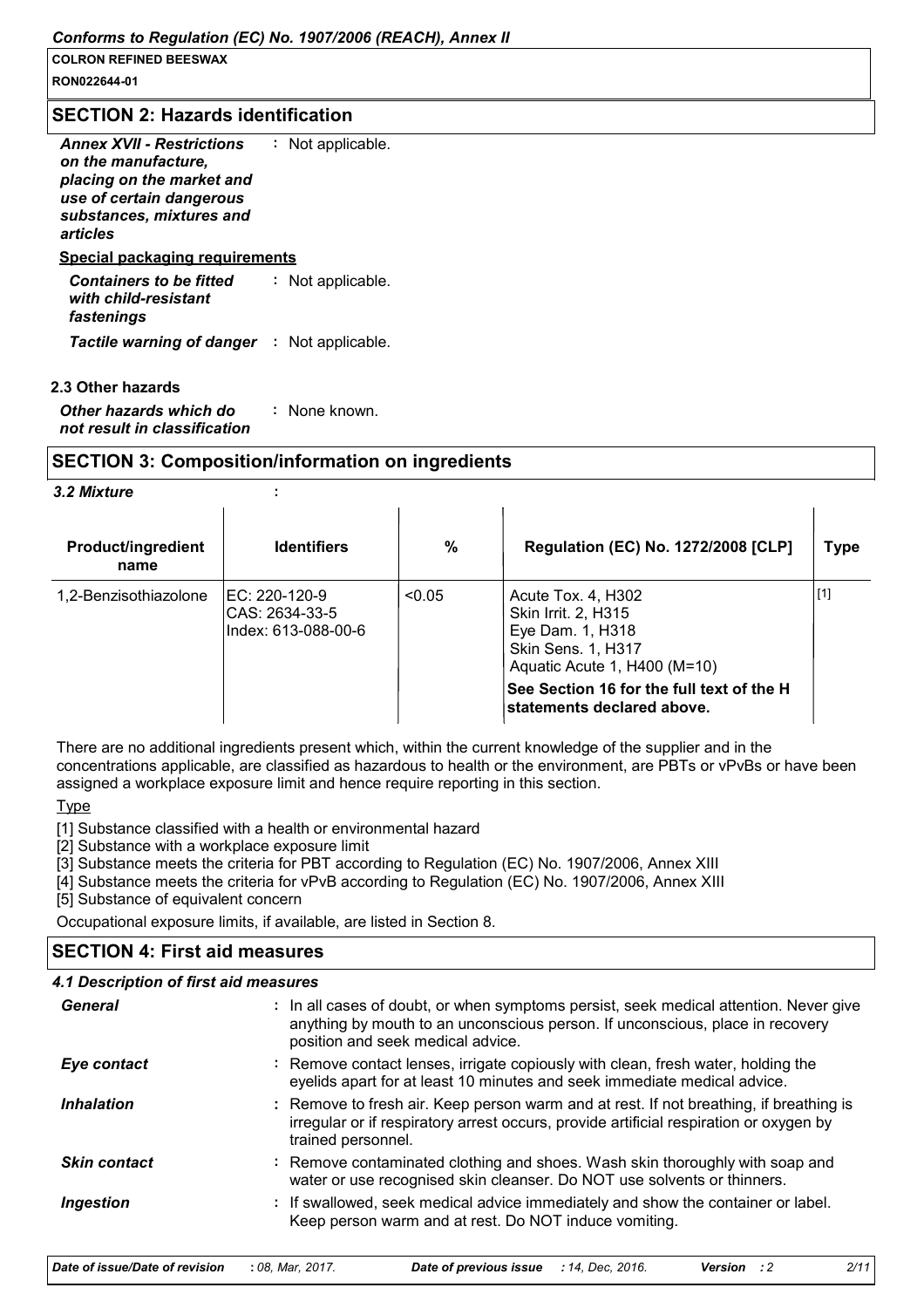## SECTION 2: Hazards identification

*Annex XVII - Restrictions on the manufacture, placing on the market and use of certain dangerous substances, mixtures and articles* : Not applicable.

**Special packaging requirements**

*Containers to be fitted with child-resistant fastenings* : Not applicable.

*Tactile warning of danger* : Not applicable.

**2.3 Other hazards**

*Other hazards which do not result in classification* : None known.

## SECTION 3: Composition/information on ingredients

*3.2 Mixture* :

| Product/ingredient name | Identifiers | % | Regulation (EC) No. 1272/2008 [CLP] | Type |
|---|---|---|---|---|
| 1,2-Benzisothiazolone | EC: 220-120-9<br>CAS: 2634-33-5<br>Index: 613-088-00-6 | <0.05 | Acute Tox. 4, H302<br>Skin Irrit. 2, H315<br>Eye Dam. 1, H318<br>Skin Sens. 1, H317<br>Aquatic Acute 1, H400 (M=10) | [1] |
| | | | **See Section 16 for the full text of the H statements declared above.** | |

There are no additional ingredients present which, within the current knowledge of the supplier and in the concentrations applicable, are classified as hazardous to health or the environment, are PBTs or vPvBs or have been assigned a workplace exposure limit and hence require reporting in this section.

Type

[1] Substance classified with a health or environmental hazard

[2] Substance with a workplace exposure limit

[3] Substance meets the criteria for PBT according to Regulation (EC) No. 1907/2006, Annex XIII

[4] Substance meets the criteria for vPvB according to Regulation (EC) No. 1907/2006, Annex XIII

[5] Substance of equivalent concern

Occupational exposure limits, if available, are listed in Section 8.

## SECTION 4: First aid measures

*4.1 Description of first aid measures*

***General*** : In all cases of doubt, or when symptoms persist, seek medical attention. Never give anything by mouth to an unconscious person. If unconscious, place in recovery position and seek medical advice.

***Eye contact*** : Remove contact lenses, irrigate copiously with clean, fresh water, holding the eyelids apart for at least 10 minutes and seek immediate medical advice.

***Inhalation*** : Remove to fresh air. Keep person warm and at rest. If not breathing, if breathing is irregular or if respiratory arrest occurs, provide artificial respiration or oxygen by trained personnel.

***Skin contact*** : Remove contaminated clothing and shoes. Wash skin thoroughly with soap and water or use recognised skin cleanser. Do NOT use solvents or thinners.

***Ingestion*** : If swallowed, seek medical advice immediately and show the container or label. Keep person warm and at rest. Do NOT induce vomiting.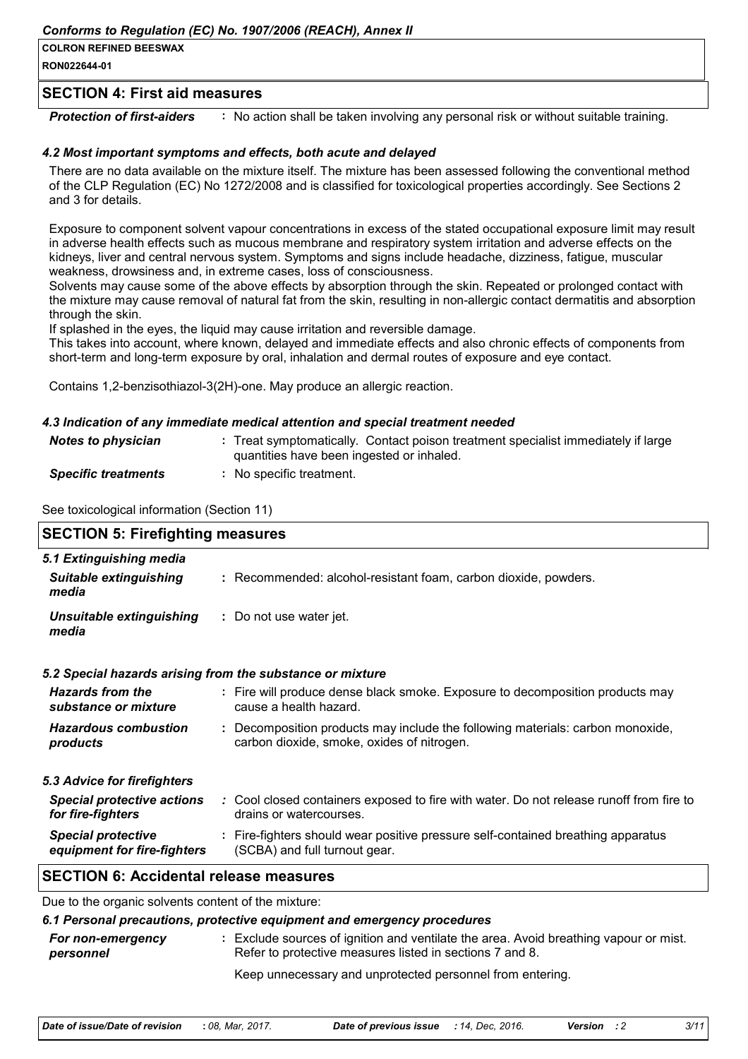## SECTION 4: First aid measures

| | |
|---|---|
| ***Protection of first-aiders*** | : No action shall be taken involving any personal risk or without suitable training. |

### *4.2 Most important symptoms and effects, both acute and delayed*

There are no data available on the mixture itself. The mixture has been assessed following the conventional method of the CLP Regulation (EC) No 1272/2008 and is classified for toxicological properties accordingly. See Sections 2 and 3 for details.

Exposure to component solvent vapour concentrations in excess of the stated occupational exposure limit may result in adverse health effects such as mucous membrane and respiratory system irritation and adverse effects on the kidneys, liver and central nervous system. Symptoms and signs include headache, dizziness, fatigue, muscular weakness, drowsiness and, in extreme cases, loss of consciousness.
Solvents may cause some of the above effects by absorption through the skin. Repeated or prolonged contact with the mixture may cause removal of natural fat from the skin, resulting in non-allergic contact dermatitis and absorption through the skin.
If splashed in the eyes, the liquid may cause irritation and reversible damage.
This takes into account, where known, delayed and immediate effects and also chronic effects of components from short-term and long-term exposure by oral, inhalation and dermal routes of exposure and eye contact.

Contains 1,2-benzisothiazol-3(2H)-one. May produce an allergic reaction.

### *4.3 Indication of any immediate medical attention and special treatment needed*

| | |
|---|---|
| ***Notes to physician*** | : Treat symptomatically. Contact poison treatment specialist immediately if large quantities have been ingested or inhaled. |
| ***Specific treatments*** | : No specific treatment. |

See toxicological information (Section 11)

## SECTION 5: Firefighting measures

### *5.1 Extinguishing media*

| | |
|---|---|
| ***Suitable extinguishing media*** | : Recommended: alcohol-resistant foam, carbon dioxide, powders. |
| ***Unsuitable extinguishing media*** | : Do not use water jet. |

### *5.2 Special hazards arising from the substance or mixture*

| | |
|---|---|
| ***Hazards from the substance or mixture*** | : Fire will produce dense black smoke. Exposure to decomposition products may cause a health hazard. |
| ***Hazardous combustion products*** | : Decomposition products may include the following materials: carbon monoxide, carbon dioxide, smoke, oxides of nitrogen. |

### *5.3 Advice for firefighters*

| | |
|---|---|
| ***Special protective actions for fire-fighters*** | : Cool closed containers exposed to fire with water. Do not release runoff from fire to drains or watercourses. |
| ***Special protective equipment for fire-fighters*** | : Fire-fighters should wear positive pressure self-contained breathing apparatus (SCBA) and full turnout gear. |

## SECTION 6: Accidental release measures

Due to the organic solvents content of the mixture:

### *6.1 Personal precautions, protective equipment and emergency procedures*

| | |
|---|---|
| ***For non-emergency personnel*** | : Exclude sources of ignition and ventilate the area. Avoid breathing vapour or mist. Refer to protective measures listed in sections 7 and 8. |
| | Keep unnecessary and unprotected personnel from entering. |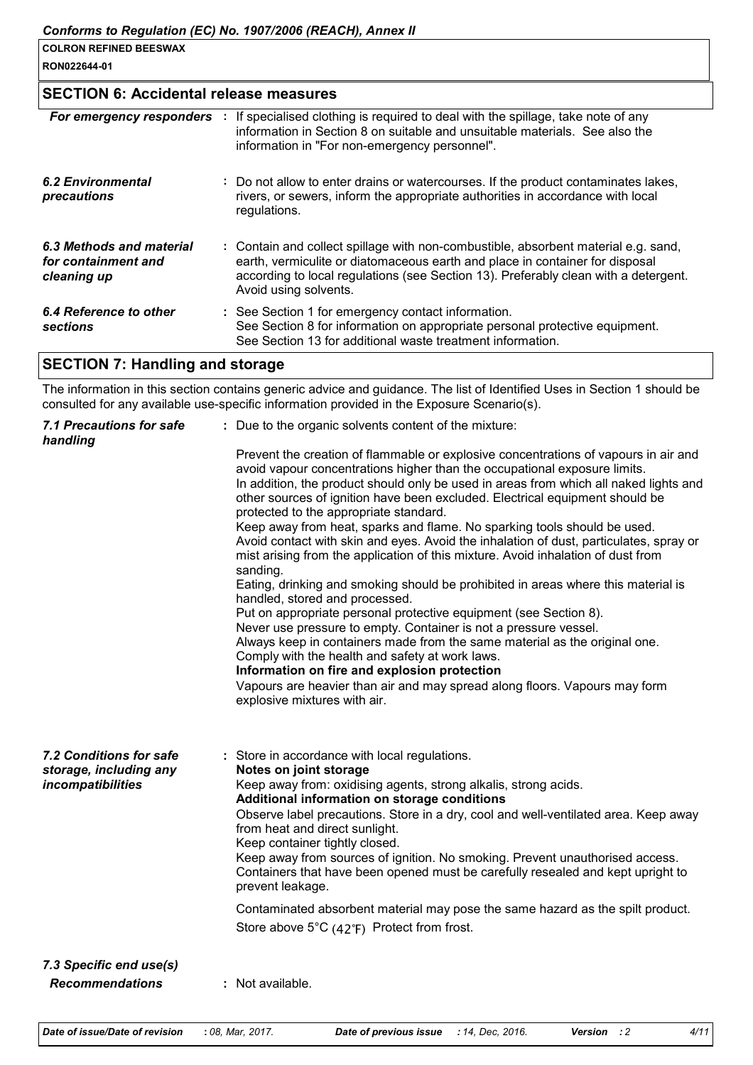## SECTION 6: Accidental release measures

| | |
|---|---|
| ***For emergency responders*** | : If specialised clothing is required to deal with the spillage, take note of any information in Section 8 on suitable and unsuitable materials. See also the information in "For non-emergency personnel". |
| ***6.2 Environmental precautions*** | : Do not allow to enter drains or watercourses. If the product contaminates lakes, rivers, or sewers, inform the appropriate authorities in accordance with local regulations. |
| ***6.3 Methods and material for containment and cleaning up*** | : Contain and collect spillage with non-combustible, absorbent material e.g. sand, earth, vermiculite or diatomaceous earth and place in container for disposal according to local regulations (see Section 13). Preferably clean with a detergent. Avoid using solvents. |
| ***6.4 Reference to other sections*** | : See Section 1 for emergency contact information. See Section 8 for information on appropriate personal protective equipment. See Section 13 for additional waste treatment information. |

## SECTION 7: Handling and storage

The information in this section contains generic advice and guidance. The list of Identified Uses in Section 1 should be consulted for any available use-specific information provided in the Exposure Scenario(s).

***7.1 Precautions for safe handling***

: Due to the organic solvents content of the mixture:

Prevent the creation of flammable or explosive concentrations of vapours in air and avoid vapour concentrations higher than the occupational exposure limits.
In addition, the product should only be used in areas from which all naked lights and other sources of ignition have been excluded. Electrical equipment should be protected to the appropriate standard.
Keep away from heat, sparks and flame. No sparking tools should be used.
Avoid contact with skin and eyes. Avoid the inhalation of dust, particulates, spray or mist arising from the application of this mixture. Avoid inhalation of dust from sanding.
Eating, drinking and smoking should be prohibited in areas where this material is handled, stored and processed.
Put on appropriate personal protective equipment (see Section 8).
Never use pressure to empty. Container is not a pressure vessel.
Always keep in containers made from the same material as the original one.
Comply with the health and safety at work laws.

**Information on fire and explosion protection**

Vapours are heavier than air and may spread along floors. Vapours may form explosive mixtures with air.

***7.2 Conditions for safe storage, including any incompatibilities***

: Store in accordance with local regulations.

**Notes on joint storage**

Keep away from: oxidising agents, strong alkalis, strong acids.

**Additional information on storage conditions**

Observe label precautions. Store in a dry, cool and well-ventilated area. Keep away from heat and direct sunlight.
Keep container tightly closed.
Keep away from sources of ignition. No smoking. Prevent unauthorised access.
Containers that have been opened must be carefully resealed and kept upright to prevent leakage.

Contaminated absorbent material may pose the same hazard as the spilt product.

Store above 5°C (42℉) Protect from frost.

***7.3 Specific end use(s)***

***Recommendations*** : Not available.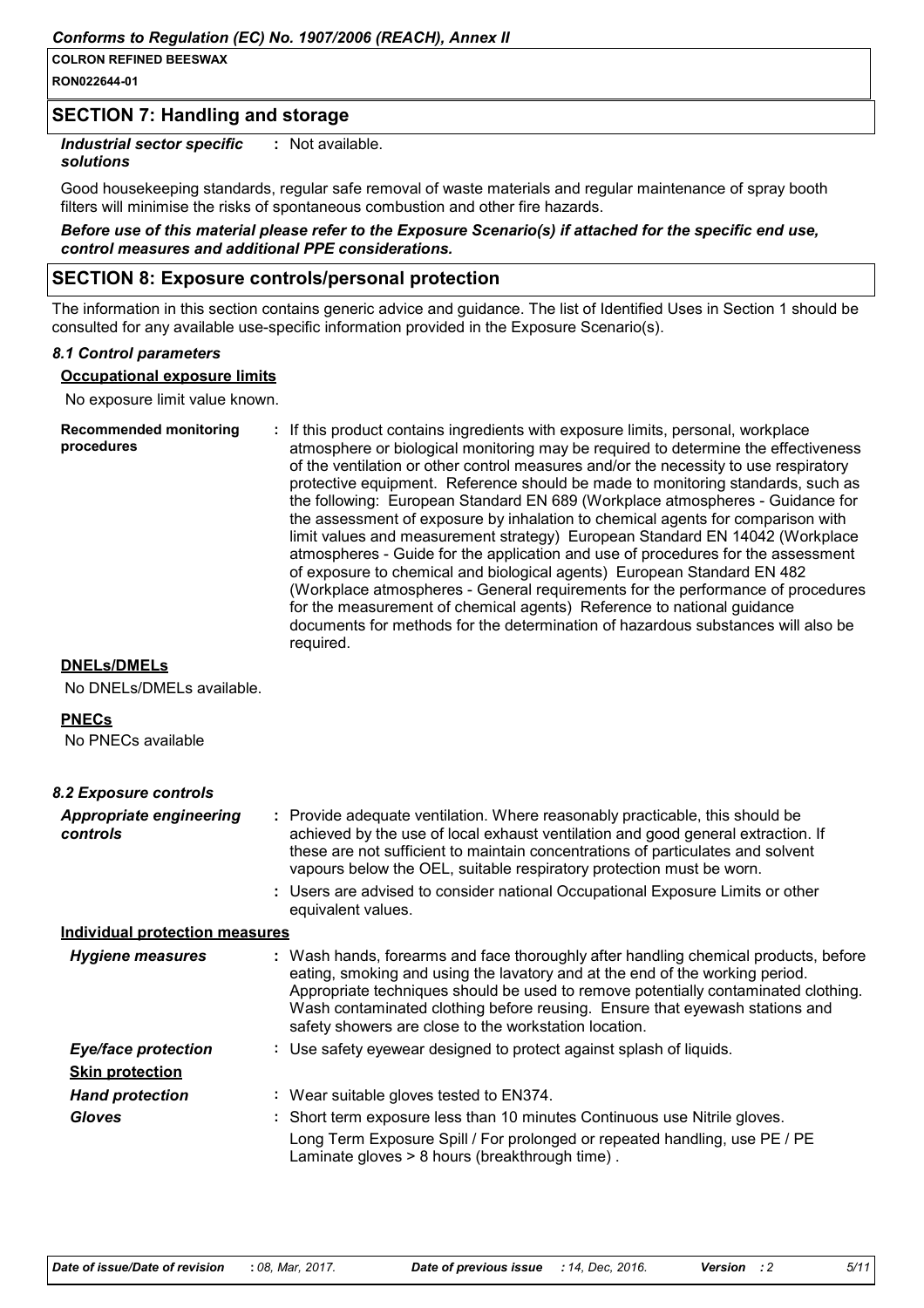## SECTION 7: Handling and storage

| | |
|---|---|
| ***Industrial sector specific solutions*** | : Not available. |

Good housekeeping standards, regular safe removal of waste materials and regular maintenance of spray booth filters will minimise the risks of spontaneous combustion and other fire hazards.

***Before use of this material please refer to the Exposure Scenario(s) if attached for the specific end use, control measures and additional PPE considerations.***

## SECTION 8: Exposure controls/personal protection

The information in this section contains generic advice and guidance. The list of Identified Uses in Section 1 should be consulted for any available use-specific information provided in the Exposure Scenario(s).

### *8.1 Control parameters*

**Occupational exposure limits**

No exposure limit value known.

| | |
|---|---|
| **Recommended monitoring procedures** | : If this product contains ingredients with exposure limits, personal, workplace atmosphere or biological monitoring may be required to determine the effectiveness of the ventilation or other control measures and/or the necessity to use respiratory protective equipment. Reference should be made to monitoring standards, such as the following: European Standard EN 689 (Workplace atmospheres - Guidance for the assessment of exposure by inhalation to chemical agents for comparison with limit values and measurement strategy) European Standard EN 14042 (Workplace atmospheres - Guide for the application and use of procedures for the assessment of exposure to chemical and biological agents) European Standard EN 482 (Workplace atmospheres - General requirements for the performance of procedures for the measurement of chemical agents) Reference to national guidance documents for methods for the determination of hazardous substances will also be required. |

**DNELs/DMELs**

No DNELs/DMELs available.

**PNECs**

No PNECs available

### *8.2 Exposure controls*

| | |
|---|---|
| ***Appropriate engineering controls*** | : Provide adequate ventilation. Where reasonably practicable, this should be achieved by the use of local exhaust ventilation and good general extraction. If these are not sufficient to maintain concentrations of particulates and solvent vapours below the OEL, suitable respiratory protection must be worn. |
| | : Users are advised to consider national Occupational Exposure Limits or other equivalent values. |

**Individual protection measures**

| | |
|---|---|
| ***Hygiene measures*** | : Wash hands, forearms and face thoroughly after handling chemical products, before eating, smoking and using the lavatory and at the end of the working period. Appropriate techniques should be used to remove potentially contaminated clothing. Wash contaminated clothing before reusing. Ensure that eyewash stations and safety showers are close to the workstation location. |
| ***Eye/face protection*** | : Use safety eyewear designed to protect against splash of liquids. |
| **Skin protection** | |
| ***Hand protection*** | : Wear suitable gloves tested to EN374. |
| ***Gloves*** | : Short term exposure less than 10 minutes Continuous use Nitrile gloves. Long Term Exposure Spill / For prolonged or repeated handling, use PE / PE Laminate gloves > 8 hours (breakthrough time) . |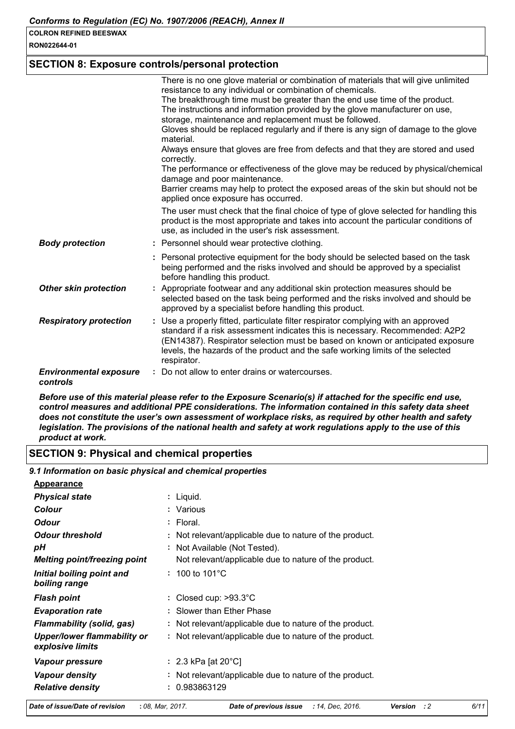## SECTION 8: Exposure controls/personal protection

| | |
|---|---|
| | There is no one glove material or combination of materials that will give unlimited resistance to any individual or combination of chemicals. The breakthrough time must be greater than the end use time of the product. The instructions and information provided by the glove manufacturer on use, storage, maintenance and replacement must be followed. Gloves should be replaced regularly and if there is any sign of damage to the glove material. Always ensure that gloves are free from defects and that they are stored and used correctly. The performance or effectiveness of the glove may be reduced by physical/chemical damage and poor maintenance. Barrier creams may help to protect the exposed areas of the skin but should not be applied once exposure has occurred. |
| | The user must check that the final choice of type of glove selected for handling this product is the most appropriate and takes into account the particular conditions of use, as included in the user's risk assessment. |
| ***Body protection*** | : Personnel should wear protective clothing. |
| | : Personal protective equipment for the body should be selected based on the task being performed and the risks involved and should be approved by a specialist before handling this product. |
| ***Other skin protection*** | : Appropriate footwear and any additional skin protection measures should be selected based on the task being performed and the risks involved and should be approved by a specialist before handling this product. |
| ***Respiratory protection*** | : Use a properly fitted, particulate filter respirator complying with an approved standard if a risk assessment indicates this is necessary. Recommended: A2P2 (EN14387). Respirator selection must be based on known or anticipated exposure levels, the hazards of the product and the safe working limits of the selected respirator. |
| ***Environmental exposure controls*** | : Do not allow to enter drains or watercourses. |

***Before use of this material please refer to the Exposure Scenario(s) if attached for the specific end use, control measures and additional PPE considerations. The information contained in this safety data sheet does not constitute the user's own assessment of workplace risks, as required by other health and safety legislation. The provisions of the national health and safety at work regulations apply to the use of this product at work.***

## SECTION 9: Physical and chemical properties

### *9.1 Information on basic physical and chemical properties*

**Appearance**

| | |
|---|---|
| ***Physical state*** | : Liquid. |
| ***Colour*** | : Various |
| ***Odour*** | : Floral. |
| ***Odour threshold*** | : Not relevant/applicable due to nature of the product. |
| ***pH*** | : Not Available (Not Tested). |
| ***Melting point/freezing point*** | Not relevant/applicable due to nature of the product. |
| ***Initial boiling point and boiling range*** | : 100 to 101°C |
| ***Flash point*** | : Closed cup: >93.3°C |
| ***Evaporation rate*** | : Slower than Ether Phase |
| ***Flammability (solid, gas)*** | : Not relevant/applicable due to nature of the product. |
| ***Upper/lower flammability or explosive limits*** | : Not relevant/applicable due to nature of the product. |
| ***Vapour pressure*** | : 2.3 kPa [at 20°C] |
| ***Vapour density*** | : Not relevant/applicable due to nature of the product. |
| ***Relative density*** | : 0.983863129 |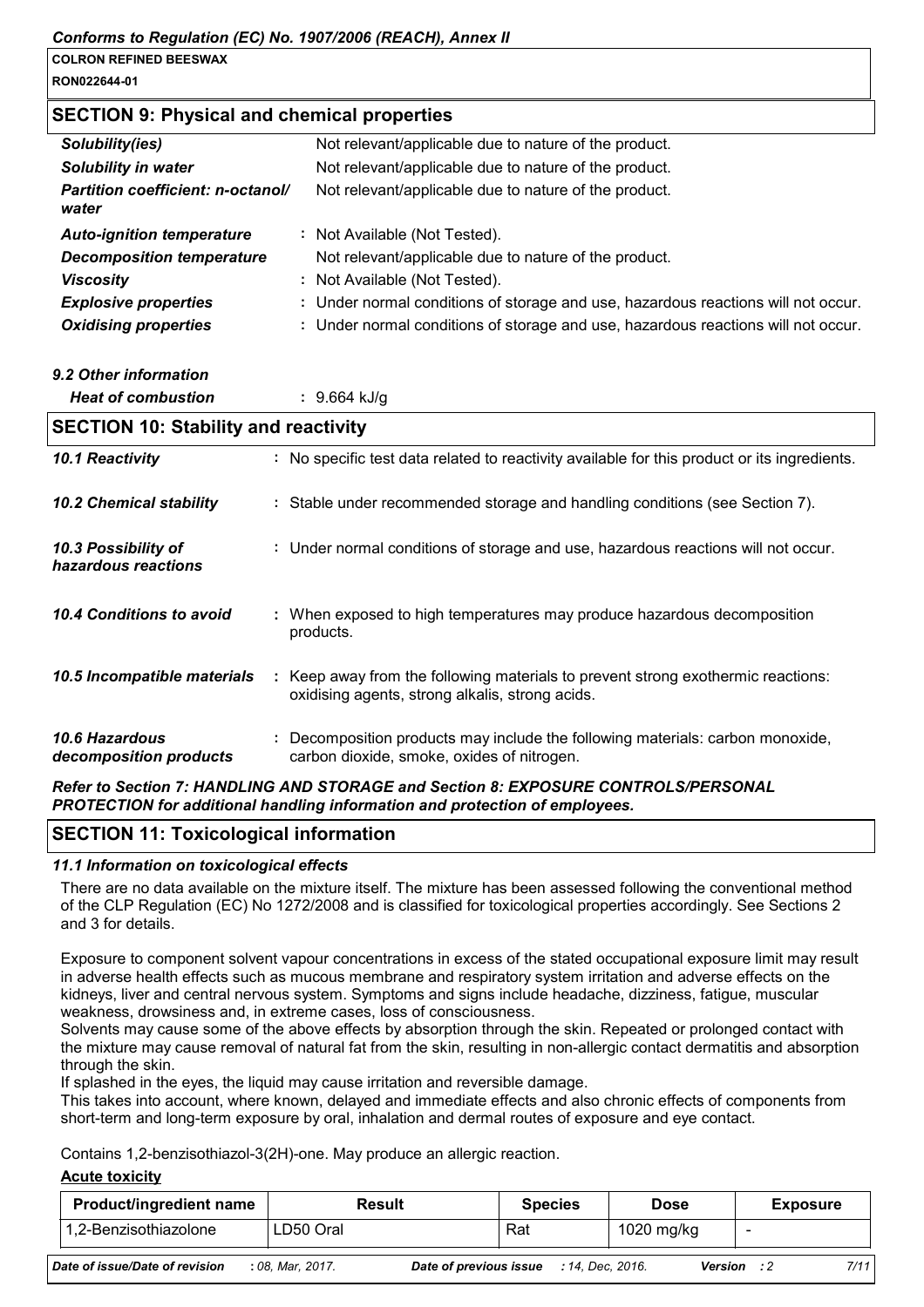## SECTION 9: Physical and chemical properties

| | |
|---|---|
| ***Solubility(ies)*** | Not relevant/applicable due to nature of the product. |
| ***Solubility in water*** | Not relevant/applicable due to nature of the product. |
| ***Partition coefficient: n-octanol/ water*** | Not relevant/applicable due to nature of the product. |
| ***Auto-ignition temperature*** | : Not Available (Not Tested). |
| ***Decomposition temperature*** | Not relevant/applicable due to nature of the product. |
| ***Viscosity*** | : Not Available (Not Tested). |
| ***Explosive properties*** | : Under normal conditions of storage and use, hazardous reactions will not occur. |
| ***Oxidising properties*** | : Under normal conditions of storage and use, hazardous reactions will not occur. |

***9.2 Other information***

***Heat of combustion*** : 9.664 kJ/g

## SECTION 10: Stability and reactivity

| | |
|---|---|
| ***10.1 Reactivity*** | : No specific test data related to reactivity available for this product or its ingredients. |
| ***10.2 Chemical stability*** | : Stable under recommended storage and handling conditions (see Section 7). |
| ***10.3 Possibility of hazardous reactions*** | : Under normal conditions of storage and use, hazardous reactions will not occur. |
| ***10.4 Conditions to avoid*** | : When exposed to high temperatures may produce hazardous decomposition products. |
| ***10.5 Incompatible materials*** | : Keep away from the following materials to prevent strong exothermic reactions: oxidising agents, strong alkalis, strong acids. |
| ***10.6 Hazardous decomposition products*** | : Decomposition products may include the following materials: carbon monoxide, carbon dioxide, smoke, oxides of nitrogen. |

***Refer to Section 7: HANDLING AND STORAGE and Section 8: EXPOSURE CONTROLS/PERSONAL PROTECTION for additional handling information and protection of employees.***

## SECTION 11: Toxicological information

### *11.1 Information on toxicological effects*

There are no data available on the mixture itself. The mixture has been assessed following the conventional method of the CLP Regulation (EC) No 1272/2008 and is classified for toxicological properties accordingly. See Sections 2 and 3 for details.

Exposure to component solvent vapour concentrations in excess of the stated occupational exposure limit may result in adverse health effects such as mucous membrane and respiratory system irritation and adverse effects on the kidneys, liver and central nervous system. Symptoms and signs include headache, dizziness, fatigue, muscular weakness, drowsiness and, in extreme cases, loss of consciousness.
Solvents may cause some of the above effects by absorption through the skin. Repeated or prolonged contact with the mixture may cause removal of natural fat from the skin, resulting in non-allergic contact dermatitis and absorption through the skin.
If splashed in the eyes, the liquid may cause irritation and reversible damage.
This takes into account, where known, delayed and immediate effects and also chronic effects of components from short-term and long-term exposure by oral, inhalation and dermal routes of exposure and eye contact.

Contains 1,2-benzisothiazol-3(2H)-one. May produce an allergic reaction.

**Acute toxicity**

| Product/ingredient name | Result | Species | Dose | Exposure |
|---|---|---|---|---|
| 1,2-Benzisothiazolone | LD50 Oral | Rat | 1020 mg/kg | - |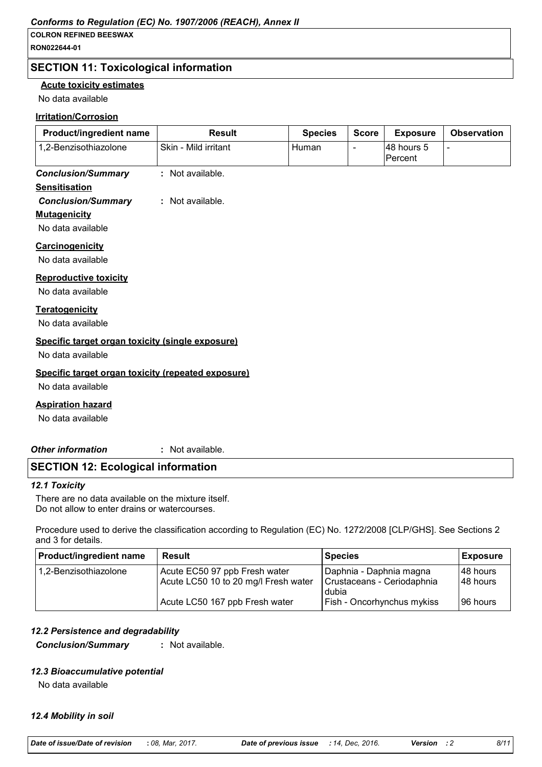## SECTION 11: Toxicological information

**Acute toxicity estimates**

No data available

**Irritation/Corrosion**

| Product/ingredient name | Result | Species | Score | Exposure | Observation |
|---|---|---|---|---|---|
| 1,2-Benzisothiazolone | Skin - Mild irritant | Human | - | 48 hours 5 Percent | - |

***Conclusion/Summary*** : Not available.

**Sensitisation**

***Conclusion/Summary*** : Not available.

**Mutagenicity**

No data available

**Carcinogenicity**

No data available

**Reproductive toxicity**

No data available

**Teratogenicity**

No data available

**Specific target organ toxicity (single exposure)**

No data available

**Specific target organ toxicity (repeated exposure)**

No data available

**Aspiration hazard**

No data available

***Other information*** : Not available.

## SECTION 12: Ecological information

### *12.1 Toxicity*

There are no data available on the mixture itself.
Do not allow to enter drains or watercourses.

Procedure used to derive the classification according to Regulation (EC) No. 1272/2008 [CLP/GHS]. See Sections 2 and 3 for details.

| Product/ingredient name | Result | Species | Exposure |
|---|---|---|---|
| 1,2-Benzisothiazolone | Acute EC50 97 ppb Fresh water | Daphnia - Daphnia magna | 48 hours |
| | Acute LC50 10 to 20 mg/l Fresh water | Crustaceans - Ceriodaphnia dubia | 48 hours |
| | Acute LC50 167 ppb Fresh water | Fish - Oncorhynchus mykiss | 96 hours |

### *12.2 Persistence and degradability*

***Conclusion/Summary*** : Not available.

### *12.3 Bioaccumulative potential*

No data available

### *12.4 Mobility in soil*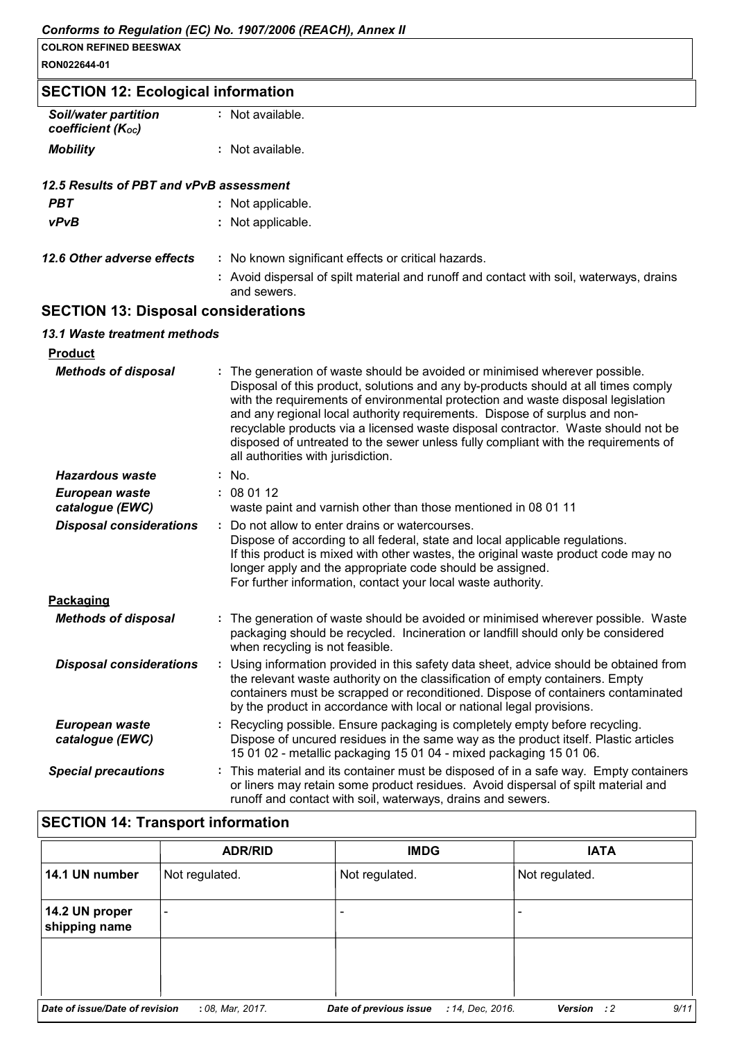## SECTION 12: Ecological information

| | |
|---|---|
| ***Soil/water partition coefficient ($K_{OC}$)*** | : Not available. |
| ***Mobility*** | : Not available. |

### *12.5 Results of PBT and vPvB assessment*

| | |
|---|---|
| ***PBT*** | : Not applicable. |
| ***vPvB*** | : Not applicable. |

| | |
|---|---|
| ***12.6 Other adverse effects*** | : No known significant effects or critical hazards. |
| | : Avoid dispersal of spilt material and runoff and contact with soil, waterways, drains and sewers. |

## SECTION 13: Disposal considerations

### *13.1 Waste treatment methods*

**Product**

| | |
|---|---|
| ***Methods of disposal*** | : The generation of waste should be avoided or minimised wherever possible. Disposal of this product, solutions and any by-products should at all times comply with the requirements of environmental protection and waste disposal legislation and any regional local authority requirements. Dispose of surplus and non-recyclable products via a licensed waste disposal contractor. Waste should not be disposed of untreated to the sewer unless fully compliant with the requirements of all authorities with jurisdiction. |
| ***Hazardous waste*** | : No. |
| ***European waste catalogue (EWC)*** | : 08 01 12 waste paint and varnish other than those mentioned in 08 01 11 |
| ***Disposal considerations*** | : Do not allow to enter drains or watercourses. Dispose of according to all federal, state and local applicable regulations. If this product is mixed with other wastes, the original waste product code may no longer apply and the appropriate code should be assigned. For further information, contact your local waste authority. |

**Packaging**

| | |
|---|---|
| ***Methods of disposal*** | : The generation of waste should be avoided or minimised wherever possible. Waste packaging should be recycled. Incineration or landfill should only be considered when recycling is not feasible. |
| ***Disposal considerations*** | : Using information provided in this safety data sheet, advice should be obtained from the relevant waste authority on the classification of empty containers. Empty containers must be scrapped or reconditioned. Dispose of containers contaminated by the product in accordance with local or national legal provisions. |
| ***European waste catalogue (EWC)*** | : Recycling possible. Ensure packaging is completely empty before recycling. Dispose of uncured residues in the same way as the product itself. Plastic articles 15 01 02 - metallic packaging 15 01 04 - mixed packaging 15 01 06. |
| ***Special precautions*** | : This material and its container must be disposed of in a safe way. Empty containers or liners may retain some product residues. Avoid dispersal of spilt material and runoff and contact with soil, waterways, drains and sewers. |

## SECTION 14: Transport information

| | ADR/RID | IMDG | IATA |
|---|---|---|---|
| **14.1 UN number** | Not regulated. | Not regulated. | Not regulated. |
| **14.2 UN proper shipping name** | - | - | - |
| | | | |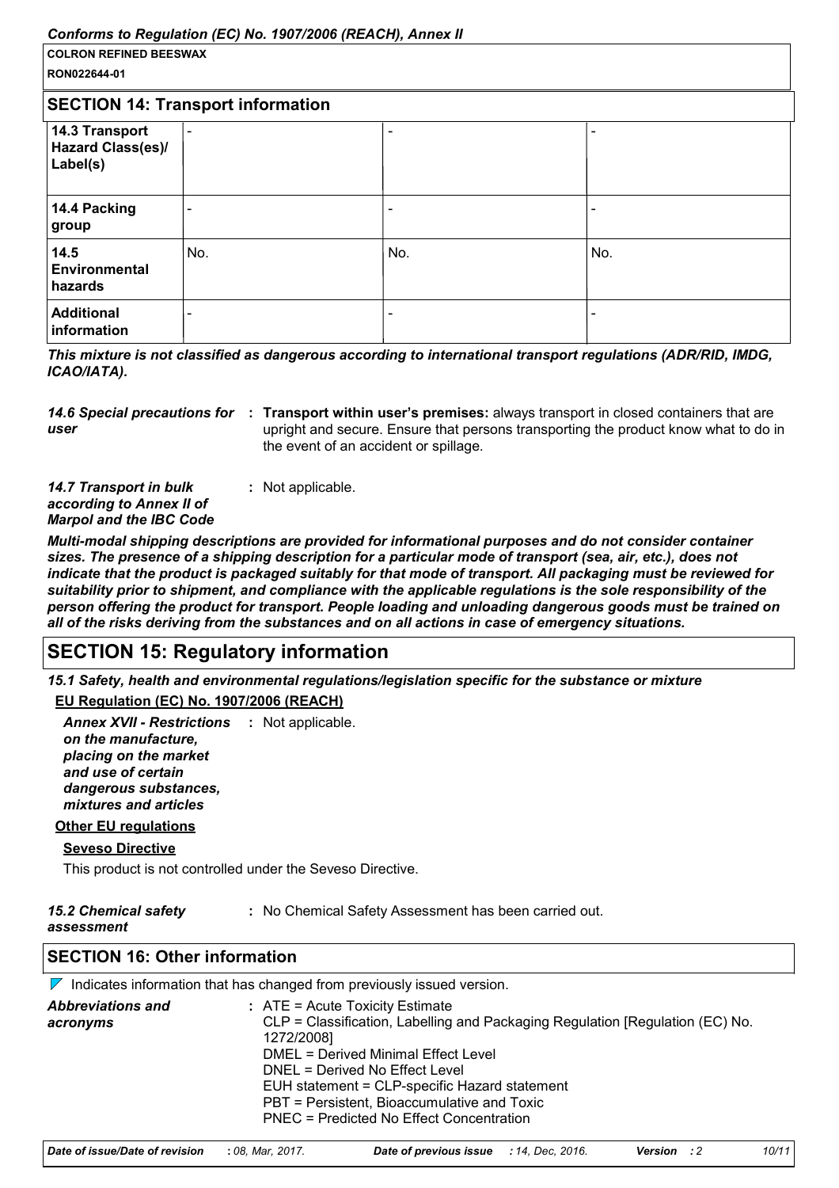## SECTION 14: Transport information

| | | | |
|---|---|---|---|
| **14.3 Transport Hazard Class(es)/ Label(s)** | - | - | - |
| **14.4 Packing group** | - | - | - |
| **14.5 Environmental hazards** | No. | No. | No. |
| **Additional information** | - | - | - |

***This mixture is not classified as dangerous according to international transport regulations (ADR/RID, IMDG, ICAO/IATA).***

***14.6 Special precautions for user*** : **Transport within user's premises:** always transport in closed containers that are upright and secure. Ensure that persons transporting the product know what to do in the event of an accident or spillage.

***14.7 Transport in bulk according to Annex II of Marpol and the IBC Code*** : Not applicable.

***Multi-modal shipping descriptions are provided for informational purposes and do not consider container sizes. The presence of a shipping description for a particular mode of transport (sea, air, etc.), does not indicate that the product is packaged suitably for that mode of transport. All packaging must be reviewed for suitability prior to shipment, and compliance with the applicable regulations is the sole responsibility of the person offering the product for transport. People loading and unloading dangerous goods must be trained on all of the risks deriving from the substances and on all actions in case of emergency situations.***

## SECTION 15: Regulatory information

***15.1 Safety, health and environmental regulations/legislation specific for the substance or mixture***

**EU Regulation (EC) No. 1907/2006 (REACH)**

***Annex XVII - Restrictions on the manufacture, placing on the market and use of certain dangerous substances, mixtures and articles*** : Not applicable.

**Other EU regulations**

**Seveso Directive**

This product is not controlled under the Seveso Directive.

***15.2 Chemical safety assessment*** : No Chemical Safety Assessment has been carried out.

## SECTION 16: Other information

Indicates information that has changed from previously issued version.

***Abbreviations and acronyms*** :
ATE = Acute Toxicity Estimate
CLP = Classification, Labelling and Packaging Regulation [Regulation (EC) No. 1272/2008]
DMEL = Derived Minimal Effect Level
DNEL = Derived No Effect Level
EUH statement = CLP-specific Hazard statement
PBT = Persistent, Bioaccumulative and Toxic
PNEC = Predicted No Effect Concentration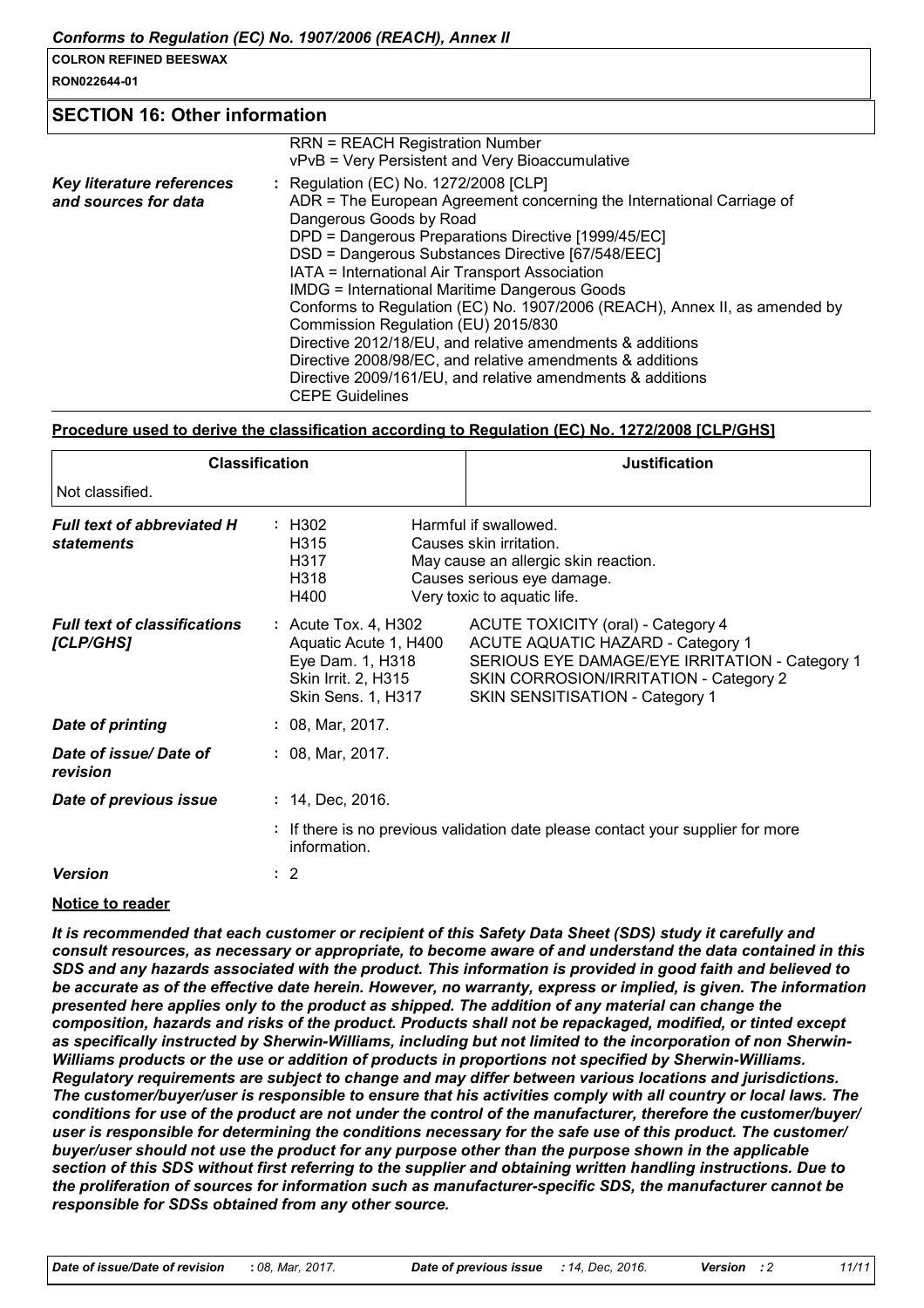## SECTION 16: Other information

RRN = REACH Registration Number
vPvB = Very Persistent and Very Bioaccumulative

***Key literature references and sources for data*** : Regulation (EC) No. 1272/2008 [CLP]
ADR = The European Agreement concerning the International Carriage of Dangerous Goods by Road
DPD = Dangerous Preparations Directive [1999/45/EC]
DSD = Dangerous Substances Directive [67/548/EEC]
IATA = International Air Transport Association
IMDG = International Maritime Dangerous Goods
Conforms to Regulation (EC) No. 1907/2006 (REACH), Annex II, as amended by Commission Regulation (EU) 2015/830
Directive 2012/18/EU, and relative amendments & additions
Directive 2008/98/EC, and relative amendments & additions
Directive 2009/161/EU, and relative amendments & additions
CEPE Guidelines

**Procedure used to derive the classification according to Regulation (EC) No. 1272/2008 [CLP/GHS]**

| Classification | Justification |
|---|---|
| Not classified. | |

***Full text of abbreviated H statements*** :

| | |
|---|---|
| H302 | Harmful if swallowed. |
| H315 | Causes skin irritation. |
| H317 | May cause an allergic skin reaction. |
| H318 | Causes serious eye damage. |
| H400 | Very toxic to aquatic life. |

***Full text of classifications [CLP/GHS]*** :

| | |
|---|---|
| Acute Tox. 4, H302 | ACUTE TOXICITY (oral) - Category 4 |
| Aquatic Acute 1, H400 | ACUTE AQUATIC HAZARD - Category 1 |
| Eye Dam. 1, H318 | SERIOUS EYE DAMAGE/EYE IRRITATION - Category 1 |
| Skin Irrit. 2, H315 | SKIN CORROSION/IRRITATION - Category 2 |
| Skin Sens. 1, H317 | SKIN SENSITISATION - Category 1 |

***Date of printing*** : 08, Mar, 2017.

***Date of issue/ Date of revision*** : 08, Mar, 2017.

***Date of previous issue*** : 14, Dec, 2016.

: If there is no previous validation date please contact your supplier for more information.

***Version*** : 2

**Notice to reader**

***It is recommended that each customer or recipient of this Safety Data Sheet (SDS) study it carefully and consult resources, as necessary or appropriate, to become aware of and understand the data contained in this SDS and any hazards associated with the product. This information is provided in good faith and believed to be accurate as of the effective date herein. However, no warranty, express or implied, is given. The information presented here applies only to the product as shipped. The addition of any material can change the composition, hazards and risks of the product. Products shall not be repackaged, modified, or tinted except as specifically instructed by Sherwin-Williams, including but not limited to the incorporation of non Sherwin-Williams products or the use or addition of products in proportions not specified by Sherwin-Williams. Regulatory requirements are subject to change and may differ between various locations and jurisdictions. The customer/buyer/user is responsible to ensure that his activities comply with all country or local laws. The conditions for use of the product are not under the control of the manufacturer, therefore the customer/buyer/ user is responsible for determining the conditions necessary for the safe use of this product. The customer/ buyer/user should not use the product for any purpose other than the purpose shown in the applicable section of this SDS without first referring to the supplier and obtaining written handling instructions. Due to the proliferation of sources for information such as manufacturer-specific SDS, the manufacturer cannot be responsible for SDSs obtained from any other source.***